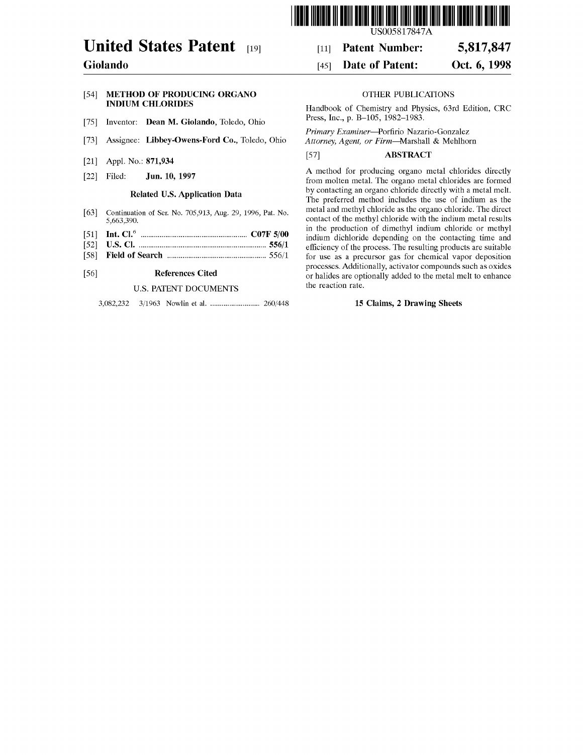US005817847A

# United States Patent [19]

**Giolando**

[11] **Patent Number: 5,817,847**

[45] **Date of Patent: Oct. 6, 1998**

[54] **METHOD OF PRODUCING ORGANO INDIUM CHLORIDES**

[75] Inventor: **Dean M. Giolando**, Toledo, Ohio

[73] Assignee: **Libbey-Owens-Ford Co.**, Toledo, Ohio

[21] Appl. No.: **871,934**

[22] Filed: **Jun. 10, 1997**

### Related U.S. Application Data

[63] Continuation of Ser. No. 705,913, Aug. 29, 1996, Pat. No. 5,663,390.

[51] **Int. Cl.**[6] .......... **C07F 5/00**

[52] **U.S. Cl.** .......... **556/1**

[58] **Field of Search** .......... 556/1

[56] **References Cited**

U.S. PATENT DOCUMENTS

3,082,232 3/1963 Nowlin et al. .......... 260/448

OTHER PUBLICATIONS

Handbook of Chemistry and Physics, 63rd Edition, CRC Press, Inc., p. B–105, 1982–1983.

*Primary Examiner*—Porfirio Nazario-Gonzalez

*Attorney, Agent, or Firm*—Marshall & Mehlhorn

[57] **ABSTRACT**

A method for producing organo metal chlorides directly from molten metal. The organo metal chlorides are formed by contacting an organo chloride directly with a metal melt. The preferred method includes the use of indium as the metal and methyl chloride as the organo chloride. The direct contact of the methyl chloride with the indium metal results in the production of dimethyl indium chloride or methyl indium dichloride depending on the contacting time and efficiency of the process. The resulting products are suitable for use as a precursor gas for chemical vapor deposition processes. Additionally, activator compounds such as oxides or halides are optionally added to the metal melt to enhance the reaction rate.

**15 Claims, 2 Drawing Sheets**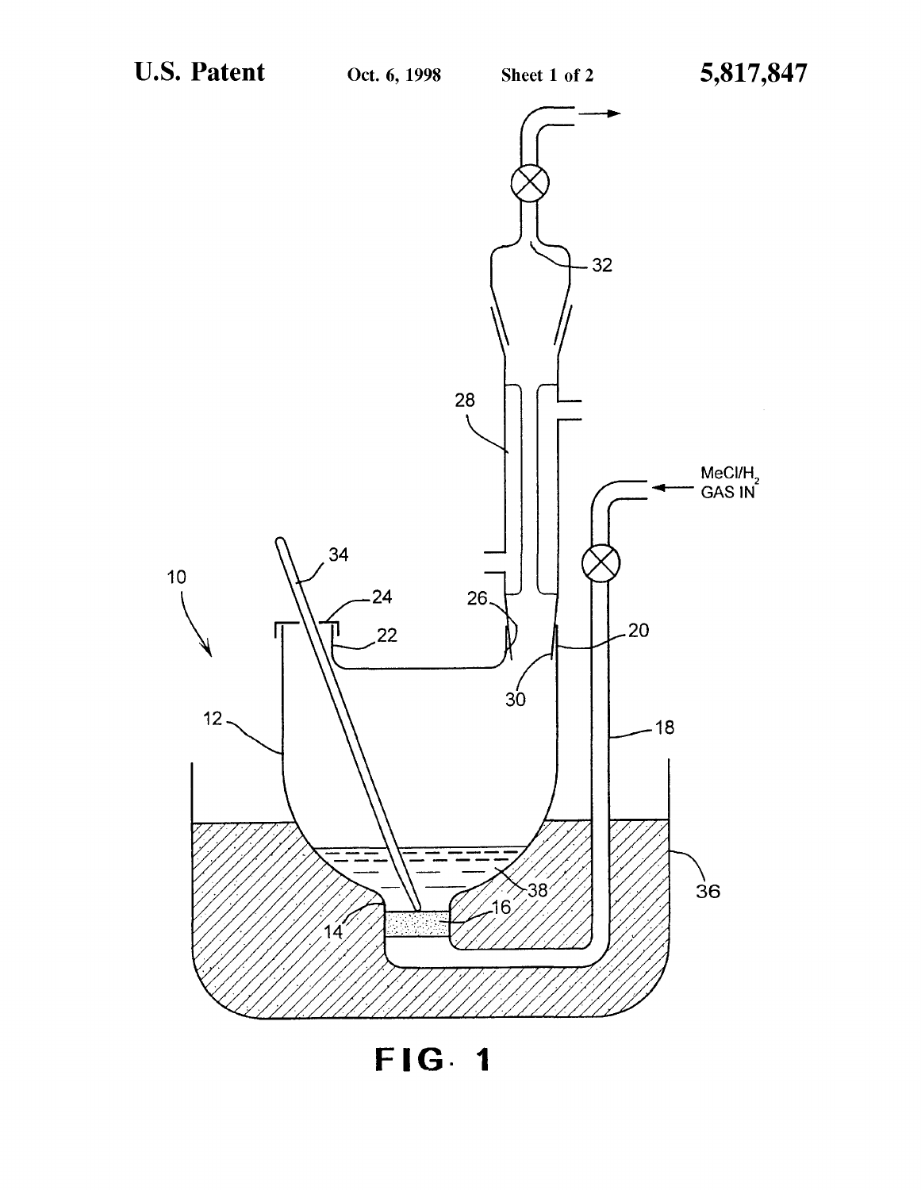FIG. 1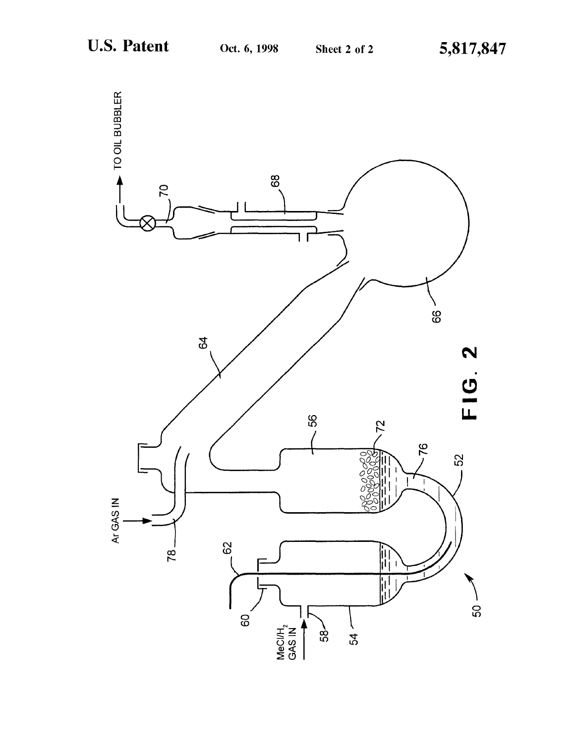FIG. 2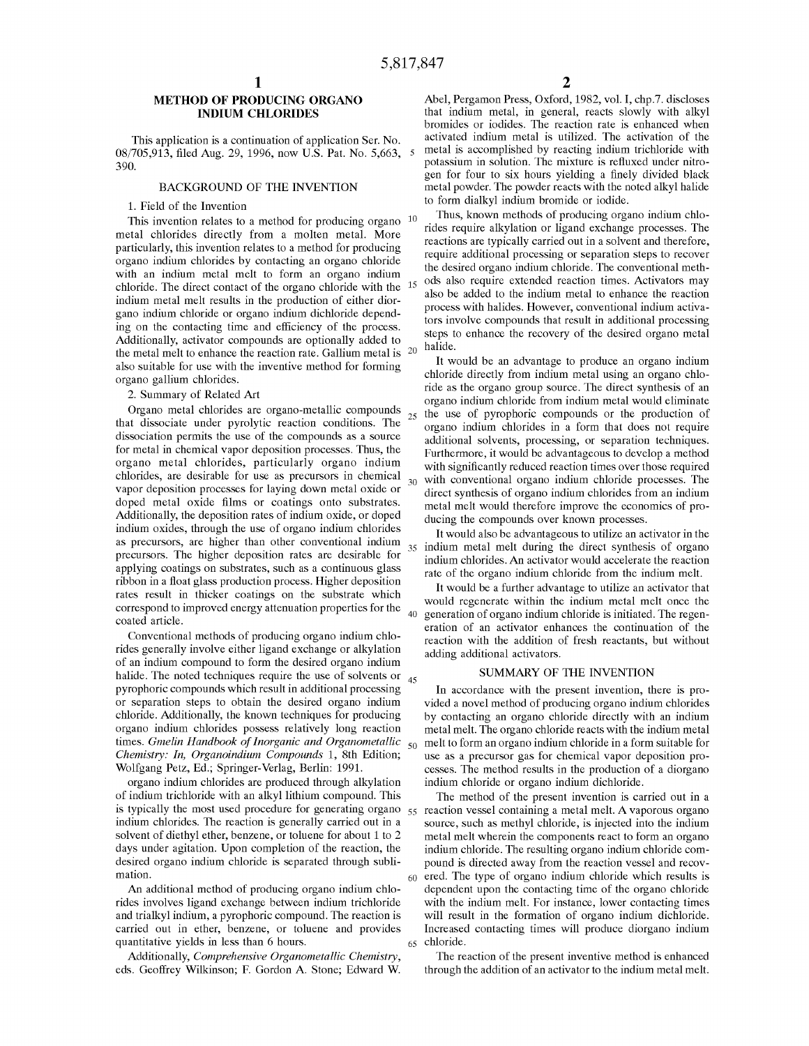# METHOD OF PRODUCING ORGANO INDIUM CHLORIDES

This application is a continuation of application Ser. No. 08/705,913, filed Aug. 29, 1996, now U.S. Pat. No. 5,663, 390.

## BACKGROUND OF THE INVENTION

### 1. Field of the Invention

This invention relates to a method for producing organo metal chlorides directly from a molten metal. More particularly, this invention relates to a method for producing organo indium chlorides by contacting an organo chloride with an indium metal melt to form an organo indium chloride. The direct contact of the organo chloride with the indium metal melt results in the production of either diorgano indium chloride or organo indium dichloride depending on the contacting time and efficiency of the process. Additionally, activator compounds are optionally added to the metal melt to enhance the reaction rate. Gallium metal is also suitable for use with the inventive method for forming organo gallium chlorides.

### 2. Summary of Related Art

Organo metal chlorides are organo-metallic compounds that dissociate under pyrolytic reaction conditions. The dissociation permits the use of the compounds as a source for metal in chemical vapor deposition processes. Thus, the organo metal chlorides, particularly organo indium chlorides, are desirable for use as precursors in chemical vapor deposition processes for laying down metal oxide or doped metal oxide films or coatings onto substrates. Additionally, the deposition rates of indium oxide, or doped indium oxides, through the use of organo indium chlorides as precursors, are higher than other conventional indium precursors. The higher deposition rates are desirable for applying coatings on substrates, such as a continuous glass ribbon in a float glass production process. Higher deposition rates result in thicker coatings on the substrate which correspond to improved energy attenuation properties for the coated article.

Conventional methods of producing organo indium chlorides generally involve either ligand exchange or alkylation of an indium compound to form the desired organo indium halide. The noted techniques require the use of solvents or pyrophoric compounds which result in additional processing or separation steps to obtain the desired organo indium chloride. Additionally, the known techniques for producing organo indium chlorides possess relatively long reaction times. *Gmelin Handbook of Inorganic and Organometallic Chemistry: In, Organoindium Compounds* 1, 8th Edition; Wolfgang Petz, Ed.; Springer-Verlag, Berlin: 1991.

organo indium chlorides are produced through alkylation of indium trichloride with an alkyl lithium compound. This is typically the most used procedure for generating organo indium chlorides. The reaction is generally carried out in a solvent of diethyl ether, benzene, or toluene for about 1 to 2 days under agitation. Upon completion of the reaction, the desired organo indium chloride is separated through sublimation.

An additional method of producing organo indium chlorides involves ligand exchange between indium trichloride and trialkyl indium, a pyrophoric compound. The reaction is carried out in ether, benzene, or toluene and provides quantitative yields in less than 6 hours.

Additionally, *Comprehensive Organometallic Chemistry*, eds. Geoffrey Wilkinson; F. Gordon A. Stone; Edward W. Abel, Pergamon Press, Oxford, 1982, vol. I, chp.7. discloses that indium metal, in general, reacts slowly with alkyl bromides or iodides. The reaction rate is enhanced when activated indium metal is utilized. The activation of the metal is accomplished by reacting indium trichloride with potassium in solution. The mixture is refluxed under nitrogen for four to six hours yielding a finely divided black metal powder. The powder reacts with the noted alkyl halide to form dialkyl indium bromide or iodide.

Thus, known methods of producing organo indium chlorides require alkylation or ligand exchange processes. The reactions are typically carried out in a solvent and therefore, require additional processing or separation steps to recover the desired organo indium chloride. The conventional methods also require extended reaction times. Activators may also be added to the indium metal to enhance the reaction process with halides. However, conventional indium activators involve compounds that result in additional processing steps to enhance the recovery of the desired organo metal halide.

It would be an advantage to produce an organo indium chloride directly from indium metal using an organo chloride as the organo group source. The direct synthesis of an organo indium chloride from indium metal would eliminate the use of pyrophoric compounds or the production of organo indium chlorides in a form that does not require additional solvents, processing, or separation techniques. Furthermore, it would be advantageous to develop a method with significantly reduced reaction times over those required with conventional organo indium chloride processes. The direct synthesis of organo indium chlorides from an indium metal melt would therefore improve the economics of producing the compounds over known processes.

It would also be advantageous to utilize an activator in the indium metal melt during the direct synthesis of organo indium chlorides. An activator would accelerate the reaction rate of the organo indium chloride from the indium melt.

It would be a further advantage to utilize an activator that would regenerate within the indium metal melt once the generation of organo indium chloride is initiated. The regeneration of an activator enhances the continuation of the reaction with the addition of fresh reactants, but without adding additional activators.

## SUMMARY OF THE INVENTION

In accordance with the present invention, there is provided a novel method of producing organo indium chlorides by contacting an organo chloride directly with an indium metal melt. The organo chloride reacts with the indium metal melt to form an organo indium chloride in a form suitable for use as a precursor gas for chemical vapor deposition processes. The method results in the production of a diorgano indium chloride or organo indium dichloride.

The method of the present invention is carried out in a reaction vessel containing a metal melt. A vaporous organo source, such as methyl chloride, is injected into the indium metal melt wherein the components react to form an organo indium chloride. The resulting organo indium chloride compound is directed away from the reaction vessel and recovered. The type of organo indium chloride which results is dependent upon the contacting time of the organo chloride with the indium melt. For instance, lower contacting times will result in the formation of organo indium dichloride. Increased contacting times will produce diorgano indium chloride.

The reaction of the present inventive method is enhanced through the addition of an activator to the indium metal melt.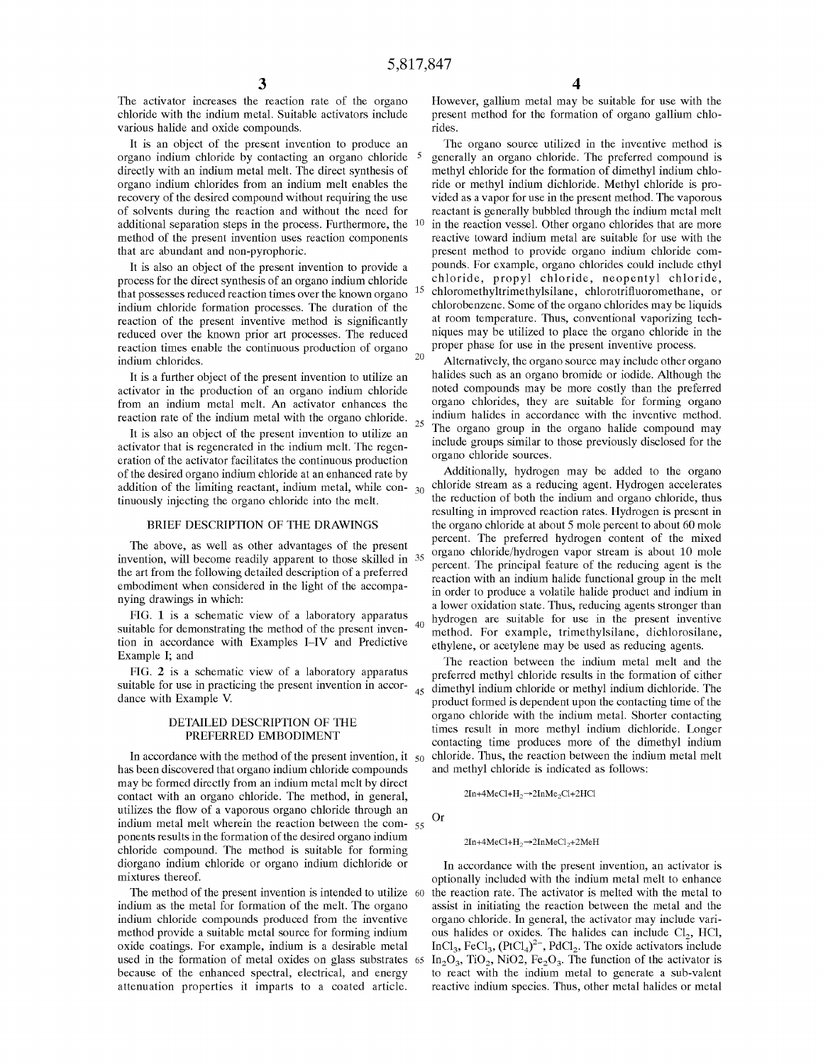The activator increases the reaction rate of the organo chloride with the indium metal. Suitable activators include various halide and oxide compounds.

It is an object of the present invention to produce an organo indium chloride by contacting an organo chloride directly with an indium metal melt. The direct synthesis of organo indium chlorides from an indium melt enables the recovery of the desired compound without requiring the use of solvents during the reaction and without the need for additional separation steps in the process. Furthermore, the method of the present invention uses reaction components that are abundant and non-pyrophoric.

It is also an object of the present invention to provide a process for the direct synthesis of an organo indium chloride that possesses reduced reaction times over the known organo indium chloride formation processes. The duration of the reaction of the present inventive method is significantly reduced over the known prior art processes. The reduced reaction times enable the continuous production of organo indium chlorides.

It is a further object of the present invention to utilize an activator in the production of an organo indium chloride from an indium metal melt. An activator enhances the reaction rate of the indium metal with the organo chloride.

It is also an object of the present invention to utilize an activator that is regenerated in the indium melt. The regeneration of the activator facilitates the continuous production of the desired organo indium chloride at an enhanced rate by addition of the limiting reactant, indium metal, while continuously injecting the organo chloride into the melt.

## BRIEF DESCRIPTION OF THE DRAWINGS

The above, as well as other advantages of the present invention, will become readily apparent to those skilled in the art from the following detailed description of a preferred embodiment when considered in the light of the accompanying drawings in which:

FIG. 1 is a schematic view of a laboratory apparatus suitable for demonstrating the method of the present invention in accordance with Examples I–IV and Predictive Example I; and

FIG. 2 is a schematic view of a laboratory apparatus suitable for use in practicing the present invention in accordance with Example V.

## DETAILED DESCRIPTION OF THE PREFERRED EMBODIMENT

In accordance with the method of the present invention, it has been discovered that organo indium chloride compounds may be formed directly from an indium metal melt by direct contact with an organo chloride. The method, in general, utilizes the flow of a vaporous organo chloride through an indium metal melt wherein the reaction between the components results in the formation of the desired organo indium chloride compound. The method is suitable for forming diorgano indium chloride or organo indium dichloride or mixtures thereof.

The method of the present invention is intended to utilize indium as the metal for formation of the melt. The organo indium chloride compounds produced from the inventive method provide a suitable metal source for forming indium oxide coatings. For example, indium is a desirable metal used in the formation of metal oxides on glass substrates because of the enhanced spectral, electrical, and energy attenuation properties it imparts to a coated article. However, gallium metal may be suitable for use with the present method for the formation of organo gallium chlorides.

The organo source utilized in the inventive method is generally an organo chloride. The preferred compound is methyl chloride for the formation of dimethyl indium chloride or methyl indium dichloride. Methyl chloride is provided as a vapor for use in the present method. The vaporous reactant is generally bubbled through the indium metal melt in the reaction vessel. Other organo chlorides that are more reactive toward indium metal are suitable for use with the present method to provide organo indium chloride compounds. For example, organo chlorides could include ethyl chloride, propyl chloride, neopentyl chloride, chloromethyltrimethylsilane, chlorotrifluoromethane, or chlorobenzene. Some of the organo chlorides may be liquids at room temperature. Thus, conventional vaporizing techniques may be utilized to place the organo chloride in the proper phase for use in the present inventive process.

Alternatively, the organo source may include other organo halides such as an organo bromide or iodide. Although the noted compounds may be more costly than the preferred organo chlorides, they are suitable for forming organo indium halides in accordance with the inventive method. The organo group in the organo halide compound may include groups similar to those previously disclosed for the organo chloride sources.

Additionally, hydrogen may be added to the organo chloride stream as a reducing agent. Hydrogen accelerates the reduction of both the indium and organo chloride, thus resulting in improved reaction rates. Hydrogen is present in the organo chloride at about 5 mole percent to about 60 mole percent. The preferred hydrogen content of the mixed organo chloride/hydrogen vapor stream is about 10 mole percent. The principal feature of the reducing agent is the reaction with an indium halide functional group in the melt in order to produce a volatile halide product and indium in a lower oxidation state. Thus, reducing agents stronger than hydrogen are suitable for use in the present inventive method. For example, trimethylsilane, dichlorosilane, ethylene, or acetylene may be used as reducing agents.

The reaction between the indium metal melt and the preferred methyl chloride results in the formation of either dimethyl indium chloride or methyl indium dichloride. The product formed is dependent upon the contacting time of the organo chloride with the indium metal. Shorter contacting times result in more methyl indium dichloride. Longer contacting time produces more of the dimethyl indium chloride. Thus, the reaction between the indium metal melt and methyl chloride is indicated as follows:

$$2In+4MeCl+H_2 \rightarrow 2InMe_2Cl+2HCl$$

Or

$$2In+4MeCl+H_2 \rightarrow 2InMeCl_2+2MeH$$

In accordance with the present invention, an activator is optionally included with the indium metal melt to enhance the reaction rate. The activator is melted with the metal to assist in initiating the reaction between the metal and the organo chloride. In general, the activator may include various halides or oxides. The halides can include $Cl_2$, HCl, $InCl_3$, $FeCl_3$, $(PtCl_4)^{2-}$, $PdCl_2$. The oxide activators include $In_2O_3$, $TiO_2$, NiO2, $Fe_2O_3$. The function of the activator is to react with the indium metal to generate a sub-valent reactive indium species. Thus, other metal halides or metal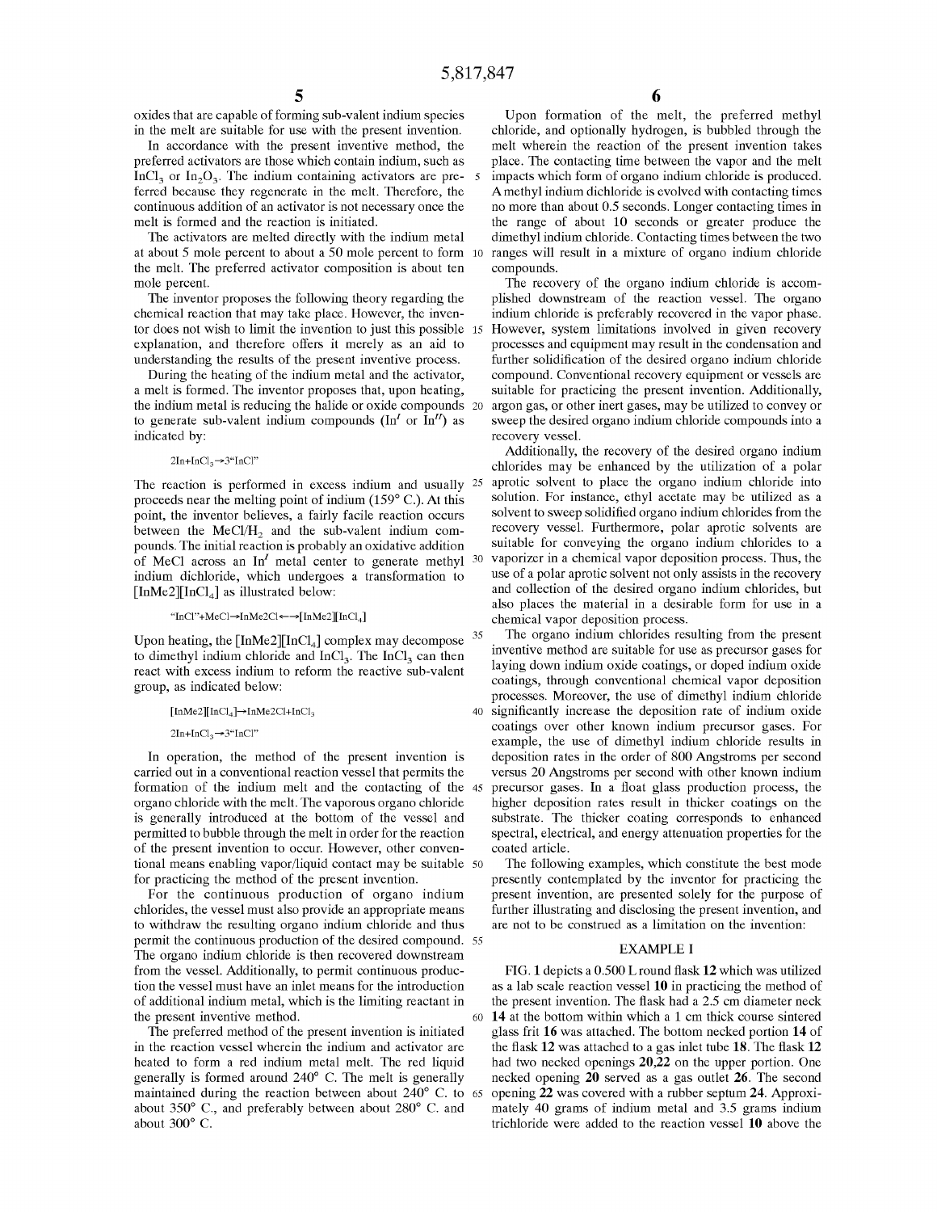oxides that are capable of forming sub-valent indium species in the melt are suitable for use with the present invention.

In accordance with the present inventive method, the preferred activators are those which contain indium, such as $InCl_3$ or $In_2O_3$. The indium containing activators are preferred because they regenerate in the melt. Therefore, the continuous addition of an activator is not necessary once the melt is formed and the reaction is initiated.

The activators are melted directly with the indium metal at about 5 mole percent to about a 50 mole percent to form the melt. The preferred activator composition is about ten mole percent.

The inventor proposes the following theory regarding the chemical reaction that may take place. However, the inventor does not wish to limit the invention to just this possible explanation, and therefore offers it merely as an aid to understanding the results of the present inventive process.

During the heating of the indium metal and the activator, a melt is formed. The inventor proposes that, upon heating, the indium metal is reducing the halide or oxide compounds to generate sub-valent indium compounds ($In^{I}$ or $In^{II}$) as indicated by:

$$2In+InCl_3 \rightarrow 3\text{"InCl"}$$

The reaction is performed in excess indium and usually proceeds near the melting point of indium (159° C.). At this point, the inventor believes, a fairly facile reaction occurs between the MeCl/$H_2$ and the sub-valent indium compounds. The initial reaction is probably an oxidative addition of MeCl across an $In^{I}$ metal center to generate methyl indium dichloride, which undergoes a transformation to [InMe2][$InCl_4$] as illustrated below:

$$\text{"InCl"}+MeCl \rightarrow InMe2Cl \longleftarrow\rightarrow [InMe2][InCl_4]$$

Upon heating, the [InMe2][$InCl_4$] complex may decompose to dimethyl indium chloride and $InCl_3$. The $InCl_3$ can then react with excess indium to reform the reactive sub-valent group, as indicated below:

$$[InMe2][InCl_4] \rightarrow InMe2Cl+InCl_3$$

$$2In+InCl_3 \rightarrow 3\text{"InCl"}$$

In operation, the method of the present invention is carried out in a conventional reaction vessel that permits the formation of the indium melt and the contacting of the organo chloride with the melt. The vaporous organo chloride is generally introduced at the bottom of the vessel and permitted to bubble through the melt in order for the reaction of the present invention to occur. However, other conventional means enabling vapor/liquid contact may be suitable for practicing the method of the present invention.

For the continuous production of organo indium chlorides, the vessel must also provide an appropriate means to withdraw the resulting organo indium chloride and thus permit the continuous production of the desired compound. The organo indium chloride is then recovered downstream from the vessel. Additionally, to permit continuous production the vessel must have an inlet means for the introduction of additional indium metal, which is the limiting reactant in the present inventive method.

The preferred method of the present invention is initiated in the reaction vessel wherein the indium and activator are heated to form a red indium metal melt. The red liquid generally is formed around 240° C. The melt is generally maintained during the reaction between about 240° C. to about 350° C., and preferably between about 280° C. and about 300° C.

Upon formation of the melt, the preferred methyl chloride, and optionally hydrogen, is bubbled through the melt wherein the reaction of the present invention takes place. The contacting time between the vapor and the melt impacts which form of organo indium chloride is produced. A methyl indium dichloride is evolved with contacting times no more than about 0.5 seconds. Longer contacting times in the range of about 10 seconds or greater produce the dimethyl indium chloride. Contacting times between the two ranges will result in a mixture of organo indium chloride compounds.

The recovery of the organo indium chloride is accomplished downstream of the reaction vessel. The organo indium chloride is preferably recovered in the vapor phase. However, system limitations involved in given recovery processes and equipment may result in the condensation and further solidification of the desired organo indium chloride compound. Conventional recovery equipment or vessels are suitable for practicing the present invention. Additionally, argon gas, or other inert gases, may be utilized to convey or sweep the desired organo indium chloride compounds into a recovery vessel.

Additionally, the recovery of the desired organo indium chlorides may be enhanced by the utilization of a polar aprotic solvent to place the organo indium chloride into solution. For instance, ethyl acetate may be utilized as a solvent to sweep solidified organo indium chlorides from the recovery vessel. Furthermore, polar aprotic solvents are suitable for conveying the organo indium chlorides to a vaporizer in a chemical vapor deposition process. Thus, the use of a polar aprotic solvent not only assists in the recovery and collection of the desired organo indium chlorides, but also places the material in a desirable form for use in a chemical vapor deposition process.

The organo indium chlorides resulting from the present inventive method are suitable for use as precursor gases for laying down indium oxide coatings, or doped indium oxide coatings, through conventional chemical vapor deposition processes. Moreover, the use of dimethyl indium chloride significantly increase the deposition rate of indium oxide coatings over other known indium precursor gases. For example, the use of dimethyl indium chloride results in deposition rates in the order of 800 Angstroms per second versus 20 Angstroms per second with other known indium precursor gases. In a float glass production process, the higher deposition rates result in thicker coatings on the substrate. The thicker coating corresponds to enhanced spectral, electrical, and energy attenuation properties for the coated article.

The following examples, which constitute the best mode presently contemplated by the inventor for practicing the present invention, are presented solely for the purpose of further illustrating and disclosing the present invention, and are not to be construed as a limitation on the invention:

## EXAMPLE I

FIG. 1 depicts a 0.500 L round flask **12** which was utilized as a lab scale reaction vessel **10** in practicing the method of the present invention. The flask had a 2.5 cm diameter neck **14** at the bottom within which a 1 cm thick course sintered glass frit **16** was attached. The bottom necked portion **14** of the flask **12** was attached to a gas inlet tube **18**. The flask **12** had two necked openings **20**,**22** on the upper portion. One necked opening **20** served as a gas outlet **26**. The second opening **22** was covered with a rubber septum **24**. Approximately 40 grams of indium metal and 3.5 grams indium trichloride were added to the reaction vessel **10** above the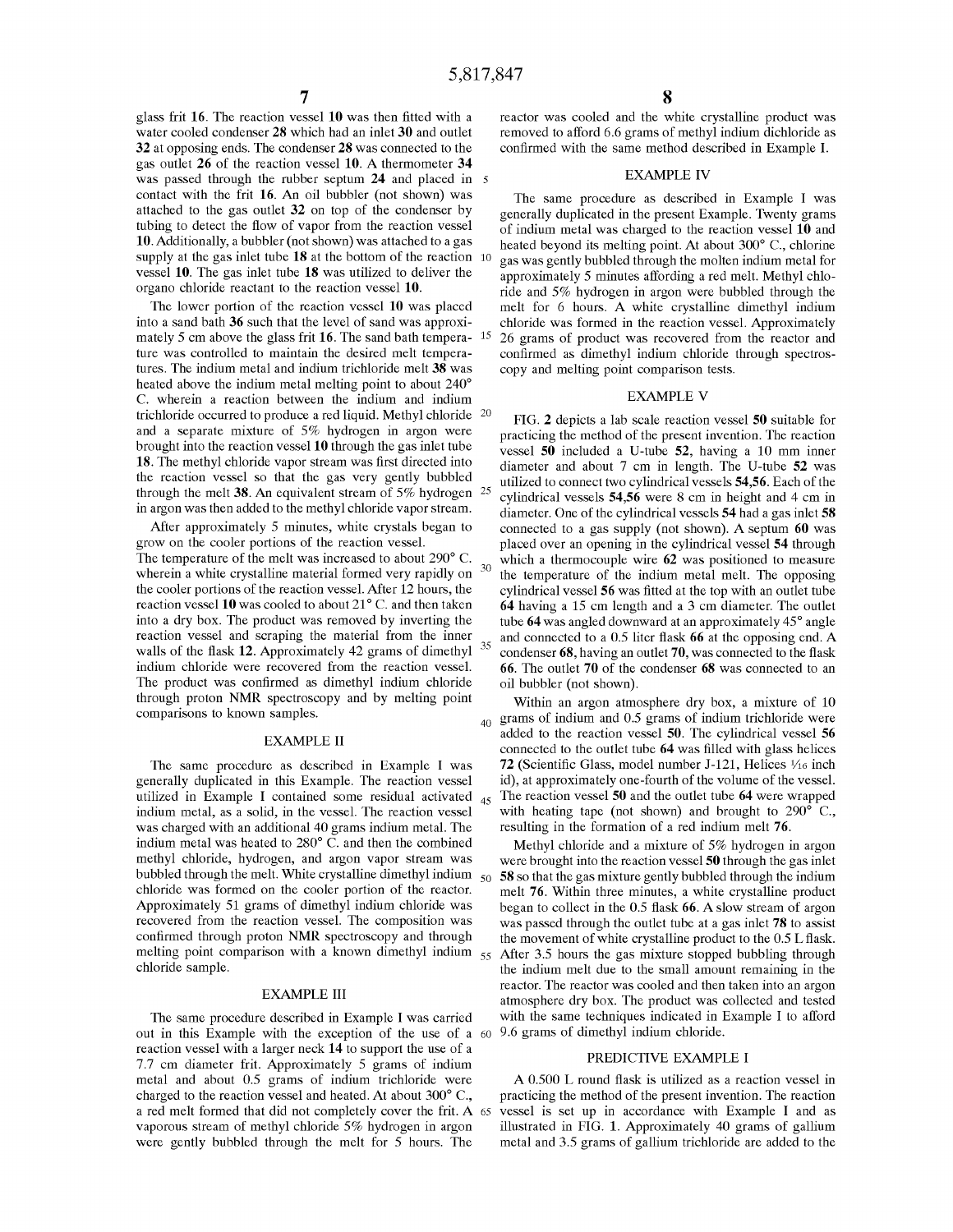glass frit 16. The reaction vessel 10 was then fitted with a water cooled condenser 28 which had an inlet 30 and outlet 32 at opposing ends. The condenser 28 was connected to the gas outlet 26 of the reaction vessel 10. A thermometer 34 was passed through the rubber septum 24 and placed in contact with the frit 16. An oil bubbler (not shown) was attached to the gas outlet 32 on top of the condenser by tubing to detect the flow of vapor from the reaction vessel 10. Additionally, a bubbler (not shown) was attached to a gas supply at the gas inlet tube 18 at the bottom of the reaction vessel 10. The gas inlet tube 18 was utilized to deliver the organo chloride reactant to the reaction vessel 10.

The lower portion of the reaction vessel 10 was placed into a sand bath 36 such that the level of sand was approximately 5 cm above the glass frit 16. The sand bath temperature was controlled to maintain the desired melt temperatures. The indium metal and indium trichloride melt 38 was heated above the indium metal melting point to about 240° C. wherein a reaction between the indium and indium trichloride occurred to produce a red liquid. Methyl chloride and a separate mixture of 5% hydrogen in argon were brought into the reaction vessel 10 through the gas inlet tube 18. The methyl chloride vapor stream was first directed into the reaction vessel so that the gas very gently bubbled through the melt 38. An equivalent stream of 5% hydrogen in argon was then added to the methyl chloride vapor stream.

After approximately 5 minutes, white crystals began to grow on the cooler portions of the reaction vessel. The temperature of the melt was increased to about 290° C. wherein a white crystalline material formed very rapidly on the cooler portions of the reaction vessel. After 12 hours, the reaction vessel 10 was cooled to about 21° C. and then taken into a dry box. The product was removed by inverting the reaction vessel and scraping the material from the inner walls of the flask 12. Approximately 42 grams of dimethyl indium chloride were recovered from the reaction vessel. The product was confirmed as dimethyl indium chloride through proton NMR spectroscopy and by melting point comparisons to known samples.

## EXAMPLE II

The same procedure as described in Example I was generally duplicated in this Example. The reaction vessel utilized in Example I contained some residual activated indium metal, as a solid, in the vessel. The reaction vessel was charged with an additional 40 grams indium metal. The indium metal was heated to 280° C. and then the combined methyl chloride, hydrogen, and argon vapor stream was bubbled through the melt. White crystalline dimethyl indium chloride was formed on the cooler portion of the reactor. Approximately 51 grams of dimethyl indium chloride was recovered from the reaction vessel. The composition was confirmed through proton NMR spectroscopy and through melting point comparison with a known dimethyl indium chloride sample.

## EXAMPLE III

The same procedure described in Example I was carried out in this Example with the exception of the use of a reaction vessel with a larger neck 14 to support the use of a 7.7 cm diameter frit. Approximately 5 grams of indium metal and about 0.5 grams of indium trichloride were charged to the reaction vessel and heated. At about 300° C., a red melt formed that did not completely cover the frit. A vaporous stream of methyl chloride 5% hydrogen in argon were gently bubbled through the melt for 5 hours. The reactor was cooled and the white crystalline product was removed to afford 6.6 grams of methyl indium dichloride as confirmed with the same method described in Example I.

## EXAMPLE IV

The same procedure as described in Example I was generally duplicated in the present Example. Twenty grams of indium metal was charged to the reaction vessel 10 and heated beyond its melting point. At about 300° C., chlorine gas was gently bubbled through the molten indium metal for approximately 5 minutes affording a red melt. Methyl chloride and 5% hydrogen in argon were bubbled through the melt for 6 hours. A white crystalline dimethyl indium chloride was formed in the reaction vessel. Approximately 26 grams of product was recovered from the reactor and confirmed as dimethyl indium chloride through spectroscopy and melting point comparison tests.

## EXAMPLE V

FIG. 2 depicts a lab scale reaction vessel 50 suitable for practicing the method of the present invention. The reaction vessel 50 included a U-tube 52, having a 10 mm inner diameter and about 7 cm in length. The U-tube 52 was utilized to connect two cylindrical vessels 54,56. Each of the cylindrical vessels 54,56 were 8 cm in height and 4 cm in diameter. One of the cylindrical vessels 54 had a gas inlet 58 connected to a gas supply (not shown). A septum 60 was placed over an opening in the cylindrical vessel 54 through which a thermocouple wire 62 was positioned to measure the temperature of the indium metal melt. The opposing cylindrical vessel 56 was fitted at the top with an outlet tube 64 having a 15 cm length and a 3 cm diameter. The outlet tube 64 was angled downward at an approximately 45° angle and connected to a 0.5 liter flask 66 at the opposing end. A condenser 68, having an outlet 70, was connected to the flask 66. The outlet 70 of the condenser 68 was connected to an oil bubbler (not shown).

Within an argon atmosphere dry box, a mixture of 10 grams of indium and 0.5 grams of indium trichloride were added to the reaction vessel 50. The cylindrical vessel 56 connected to the outlet tube 64 was filled with glass helices 72 (Scientific Glass, model number J-121, Helices 1/16 inch id), at approximately one-fourth of the volume of the vessel. The reaction vessel 50 and the outlet tube 64 were wrapped with heating tape (not shown) and brought to 290° C., resulting in the formation of a red indium melt 76.

Methyl chloride and a mixture of 5% hydrogen in argon were brought into the reaction vessel 50 through the gas inlet 58 so that the gas mixture gently bubbled through the indium melt 76. Within three minutes, a white crystalline product began to collect in the 0.5 flask 66. A slow stream of argon was passed through the outlet tube at a gas inlet 78 to assist the movement of white crystalline product to the 0.5 L flask. After 3.5 hours the gas mixture stopped bubbling through the indium melt due to the small amount remaining in the reactor. The reactor was cooled and then taken into an argon atmosphere dry box. The product was collected and tested with the same techniques indicated in Example I to afford 9.6 grams of dimethyl indium chloride.

## PREDICTIVE EXAMPLE I

A 0.500 L round flask is utilized as a reaction vessel in practicing the method of the present invention. The reaction vessel is set up in accordance with Example I and as illustrated in FIG. 1. Approximately 40 grams of gallium metal and 3.5 grams of gallium trichloride are added to the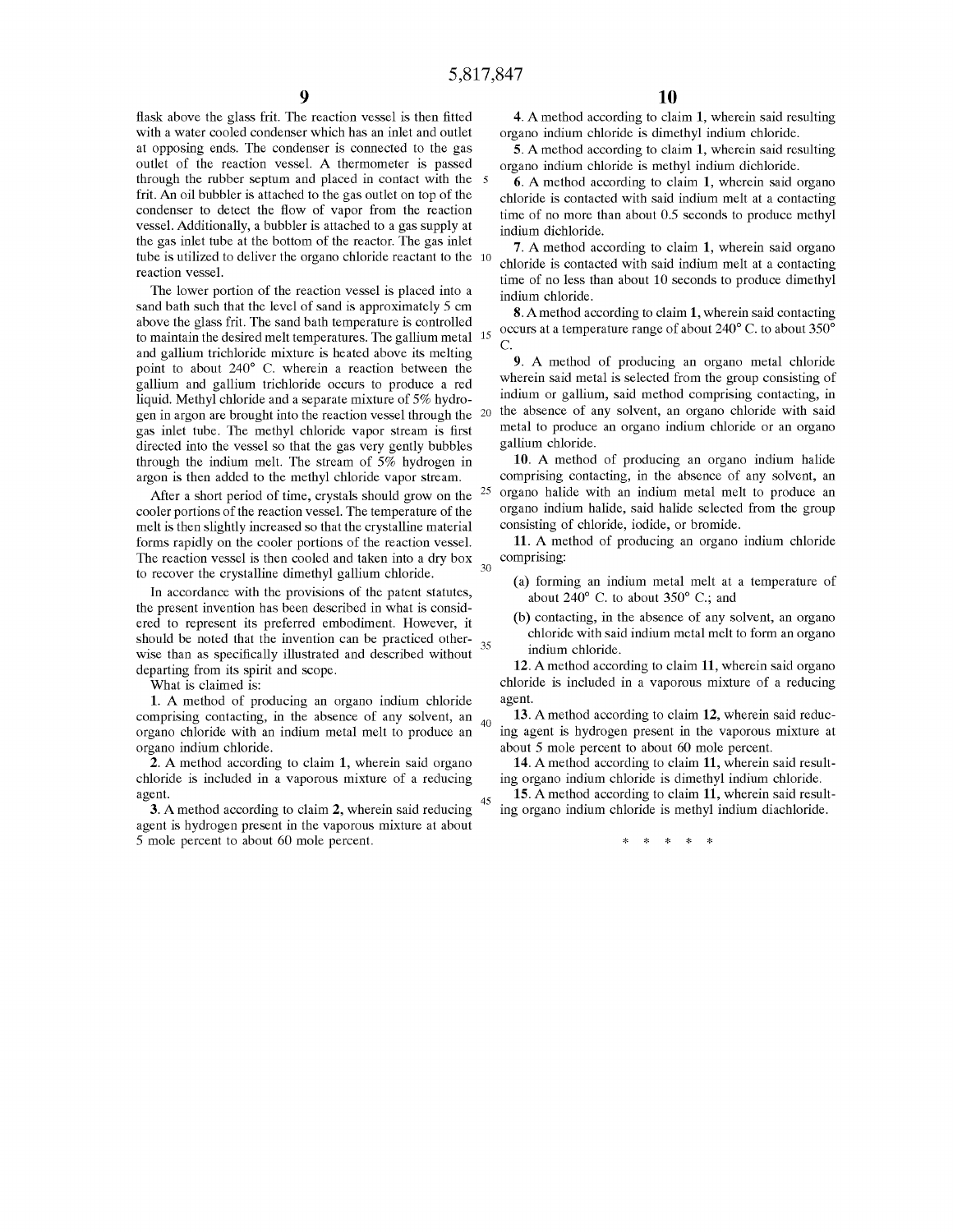flask above the glass frit. The reaction vessel is then fitted with a water cooled condenser which has an inlet and outlet at opposing ends. The condenser is connected to the gas outlet of the reaction vessel. A thermometer is passed through the rubber septum and placed in contact with the frit. An oil bubbler is attached to the gas outlet on top of the condenser to detect the flow of vapor from the reaction vessel. Additionally, a bubbler is attached to a gas supply at the gas inlet tube at the bottom of the reactor. The gas inlet tube is utilized to deliver the organo chloride reactant to the reaction vessel.

The lower portion of the reaction vessel is placed into a sand bath such that the level of sand is approximately 5 cm above the glass frit. The sand bath temperature is controlled to maintain the desired melt temperatures. The gallium metal and gallium trichloride mixture is heated above its melting point to about 240° C. wherein a reaction between the gallium and gallium trichloride occurs to produce a red liquid. Methyl chloride and a separate mixture of 5% hydrogen in argon are brought into the reaction vessel through the gas inlet tube. The methyl chloride vapor stream is first directed into the vessel so that the gas very gently bubbles through the indium melt. The stream of 5% hydrogen in argon is then added to the methyl chloride vapor stream.

After a short period of time, crystals should grow on the cooler portions of the reaction vessel. The temperature of the melt is then slightly increased so that the crystalline material forms rapidly on the cooler portions of the reaction vessel. The reaction vessel is then cooled and taken into a dry box to recover the crystalline dimethyl gallium chloride.

In accordance with the provisions of the patent statutes, the present invention has been described in what is considered to represent its preferred embodiment. However, it should be noted that the invention can be practiced otherwise than as specifically illustrated and described without departing from its spirit and scope.

What is claimed is:

1. A method of producing an organo indium chloride comprising contacting, in the absence of any solvent, an organo chloride with an indium metal melt to produce an organo indium chloride.

2. A method according to claim 1, wherein said organo chloride is included in a vaporous mixture of a reducing agent.

3. A method according to claim 2, wherein said reducing agent is hydrogen present in the vaporous mixture at about 5 mole percent to about 60 mole percent.

4. A method according to claim 1, wherein said resulting organo indium chloride is dimethyl indium chloride.

5. A method according to claim 1, wherein said resulting organo indium chloride is methyl indium dichloride.

6. A method according to claim 1, wherein said organo chloride is contacted with said indium melt at a contacting time of no more than about 0.5 seconds to produce methyl indium dichloride.

7. A method according to claim 1, wherein said organo chloride is contacted with said indium melt at a contacting time of no less than about 10 seconds to produce dimethyl indium chloride.

8. A method according to claim 1, wherein said contacting occurs at a temperature range of about 240° C. to about 350° C.

9. A method of producing an organo metal chloride wherein said metal is selected from the group consisting of indium or gallium, said method comprising contacting, in the absence of any solvent, an organo chloride with said metal to produce an organo indium chloride or an organo gallium chloride.

10. A method of producing an organo indium halide comprising contacting, in the absence of any solvent, an organo halide with an indium metal melt to produce an organo indium halide, said halide selected from the group consisting of chloride, iodide, or bromide.

11. A method of producing an organo indium chloride comprising:

(a) forming an indium metal melt at a temperature of about 240° C. to about 350° C.; and

(b) contacting, in the absence of any solvent, an organo chloride with said indium metal melt to form an organo indium chloride.

12. A method according to claim 11, wherein said organo chloride is included in a vaporous mixture of a reducing agent.

13. A method according to claim 12, wherein said reducing agent is hydrogen present in the vaporous mixture at about 5 mole percent to about 60 mole percent.

14. A method according to claim 11, wherein said resulting organo indium chloride is dimethyl indium chloride.

15. A method according to claim 11, wherein said resulting organo indium chloride is methyl indium diachloride.

* * * * *